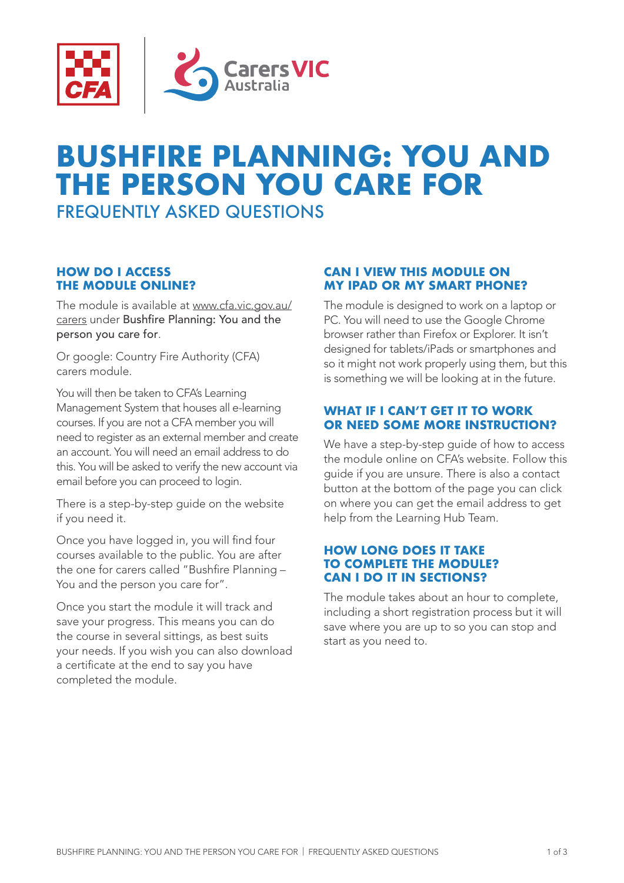# BUSHFIRE PLANNING: YOU AND THE PERSON YOU CARE FOR

## FREQUENTLY ASKED QUESTIONS

### HOW DO I ACCESS THE MODULE ONLINE?

The module is available at www.cfa.vic.gov.au/carers under **Bushfire Planning: You and the person you care for**.

Or google: Country Fire Authority (CFA) carers module.

You will then be taken to CFA's Learning Management System that houses all e-learning courses. If you are not a CFA member you will need to register as an external member and create an account. You will need an email address to do this. You will be asked to verify the new account via email before you can proceed to login.

There is a step-by-step guide on the website if you need it.

Once you have logged in, you will find four courses available to the public. You are after the one for carers called "Bushfire Planning – You and the person you care for".

Once you start the module it will track and save your progress. This means you can do the course in several sittings, as best suits your needs. If you wish you can also download a certificate at the end to say you have completed the module.

### CAN I VIEW THIS MODULE ON MY IPAD OR MY SMART PHONE?

The module is designed to work on a laptop or PC. You will need to use the Google Chrome browser rather than Firefox or Explorer. It isn't designed for tablets/iPads or smartphones and so it might not work properly using them, but this is something we will be looking at in the future.

### WHAT IF I CAN'T GET IT TO WORK OR NEED SOME MORE INSTRUCTION?

We have a step-by-step guide of how to access the module online on CFA's website. Follow this guide if you are unsure. There is also a contact button at the bottom of the page you can click on where you can get the email address to get help from the Learning Hub Team.

### HOW LONG DOES IT TAKE TO COMPLETE THE MODULE? CAN I DO IT IN SECTIONS?

The module takes about an hour to complete, including a short registration process but it will save where you are up to so you can stop and start as you need to.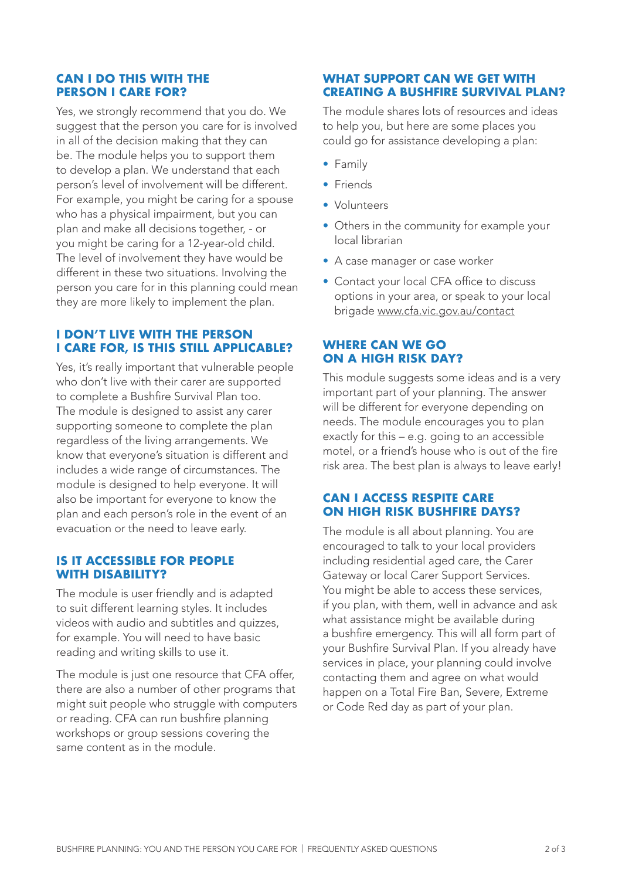## CAN I DO THIS WITH THE PERSON I CARE FOR?

Yes, we strongly recommend that you do. We suggest that the person you care for is involved in all of the decision making that they can be. The module helps you to support them to develop a plan. We understand that each person's level of involvement will be different. For example, you might be caring for a spouse who has a physical impairment, but you can plan and make all decisions together, - or you might be caring for a 12-year-old child. The level of involvement they have would be different in these two situations. Involving the person you care for in this planning could mean they are more likely to implement the plan.

## I DON'T LIVE WITH THE PERSON I CARE FOR, IS THIS STILL APPLICABLE?

Yes, it's really important that vulnerable people who don't live with their carer are supported to complete a Bushfire Survival Plan too. The module is designed to assist any carer supporting someone to complete the plan regardless of the living arrangements. We know that everyone's situation is different and includes a wide range of circumstances. The module is designed to help everyone. It will also be important for everyone to know the plan and each person's role in the event of an evacuation or the need to leave early.

## IS IT ACCESSIBLE FOR PEOPLE WITH DISABILITY?

The module is user friendly and is adapted to suit different learning styles. It includes videos with audio and subtitles and quizzes, for example. You will need to have basic reading and writing skills to use it.

The module is just one resource that CFA offer, there are also a number of other programs that might suit people who struggle with computers or reading. CFA can run bushfire planning workshops or group sessions covering the same content as in the module.

## WHAT SUPPORT CAN WE GET WITH CREATING A BUSHFIRE SURVIVAL PLAN?

The module shares lots of resources and ideas to help you, but here are some places you could go for assistance developing a plan:

- Family
- Friends
- Volunteers
- Others in the community for example your local librarian
- A case manager or case worker
- Contact your local CFA office to discuss options in your area, or speak to your local brigade www.cfa.vic.gov.au/contact

## WHERE CAN WE GO ON A HIGH RISK DAY?

This module suggests some ideas and is a very important part of your planning. The answer will be different for everyone depending on needs. The module encourages you to plan exactly for this – e.g. going to an accessible motel, or a friend's house who is out of the fire risk area. The best plan is always to leave early!

## CAN I ACCESS RESPITE CARE ON HIGH RISK BUSHFIRE DAYS?

The module is all about planning. You are encouraged to talk to your local providers including residential aged care, the Carer Gateway or local Carer Support Services. You might be able to access these services, if you plan, with them, well in advance and ask what assistance might be available during a bushfire emergency. This will all form part of your Bushfire Survival Plan. If you already have services in place, your planning could involve contacting them and agree on what would happen on a Total Fire Ban, Severe, Extreme or Code Red day as part of your plan.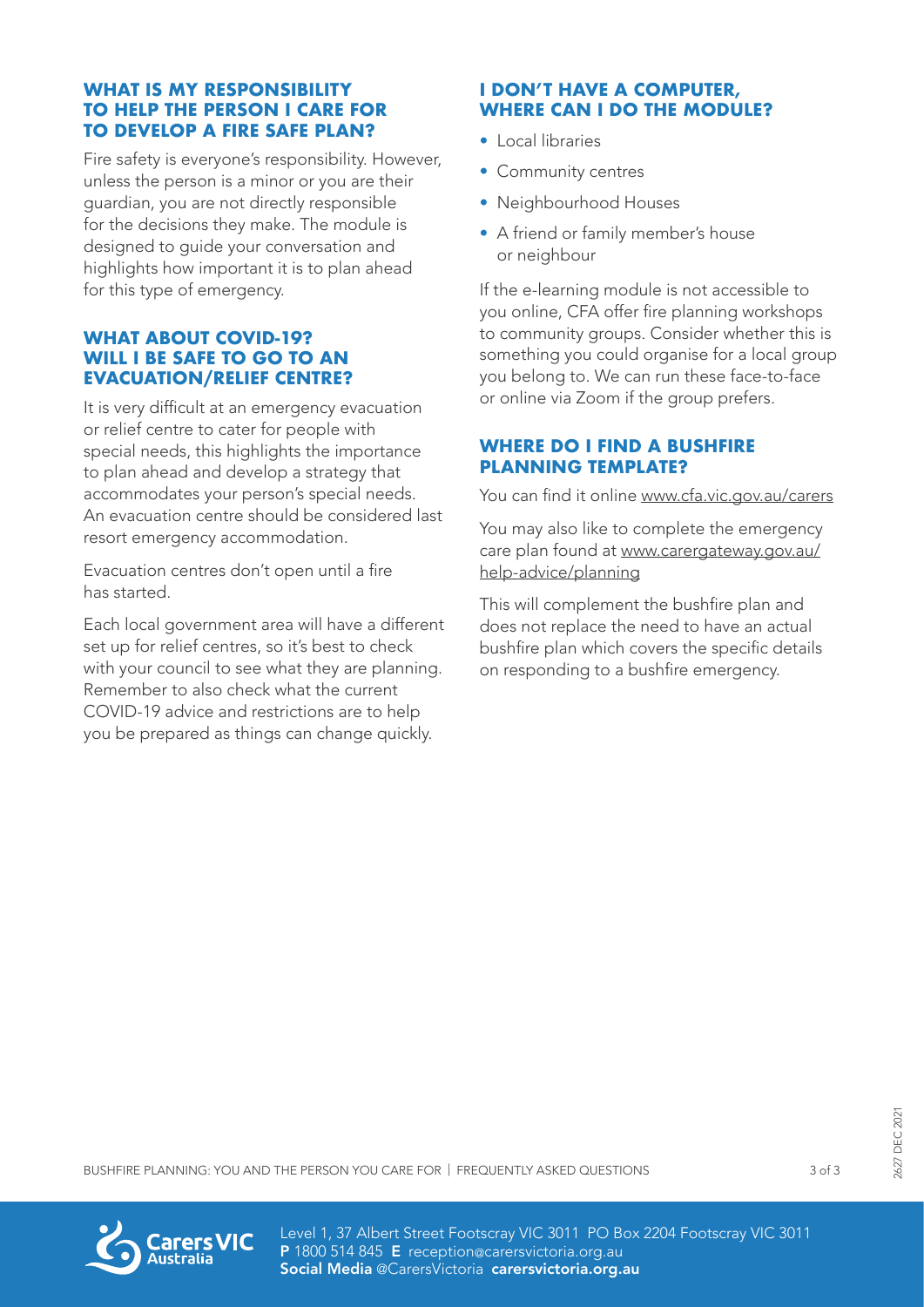## WHAT IS MY RESPONSIBILITY TO HELP THE PERSON I CARE FOR TO DEVELOP A FIRE SAFE PLAN?

Fire safety is everyone's responsibility. However, unless the person is a minor or you are their guardian, you are not directly responsible for the decisions they make. The module is designed to guide your conversation and highlights how important it is to plan ahead for this type of emergency.

## WHAT ABOUT COVID-19? WILL I BE SAFE TO GO TO AN EVACUATION/RELIEF CENTRE?

It is very difficult at an emergency evacuation or relief centre to cater for people with special needs, this highlights the importance to plan ahead and develop a strategy that accommodates your person's special needs. An evacuation centre should be considered last resort emergency accommodation.

Evacuation centres don't open until a fire has started.

Each local government area will have a different set up for relief centres, so it's best to check with your council to see what they are planning. Remember to also check what the current COVID-19 advice and restrictions are to help you be prepared as things can change quickly.

## I DON'T HAVE A COMPUTER, WHERE CAN I DO THE MODULE?

- Local libraries
- Community centres
- Neighbourhood Houses
- A friend or family member's house or neighbour

If the e-learning module is not accessible to you online, CFA offer fire planning workshops to community groups. Consider whether this is something you could organise for a local group you belong to. We can run these face-to-face or online via Zoom if the group prefers.

## WHERE DO I FIND A BUSHFIRE PLANNING TEMPLATE?

You can find it online www.cfa.vic.gov.au/carers

You may also like to complete the emergency care plan found at www.carergateway.gov.au/help-advice/planning

This will complement the bushfire plan and does not replace the need to have an actual bushfire plan which covers the specific details on responding to a bushfire emergency.

Level 1, 37 Albert Street Footscray VIC 3011 PO Box 2204 Footscray VIC 3011
**P** 1800 514 845 **E** reception@carersvictoria.org.au
**Social Media** @CarersVictoria **carersvictoria.org.au**